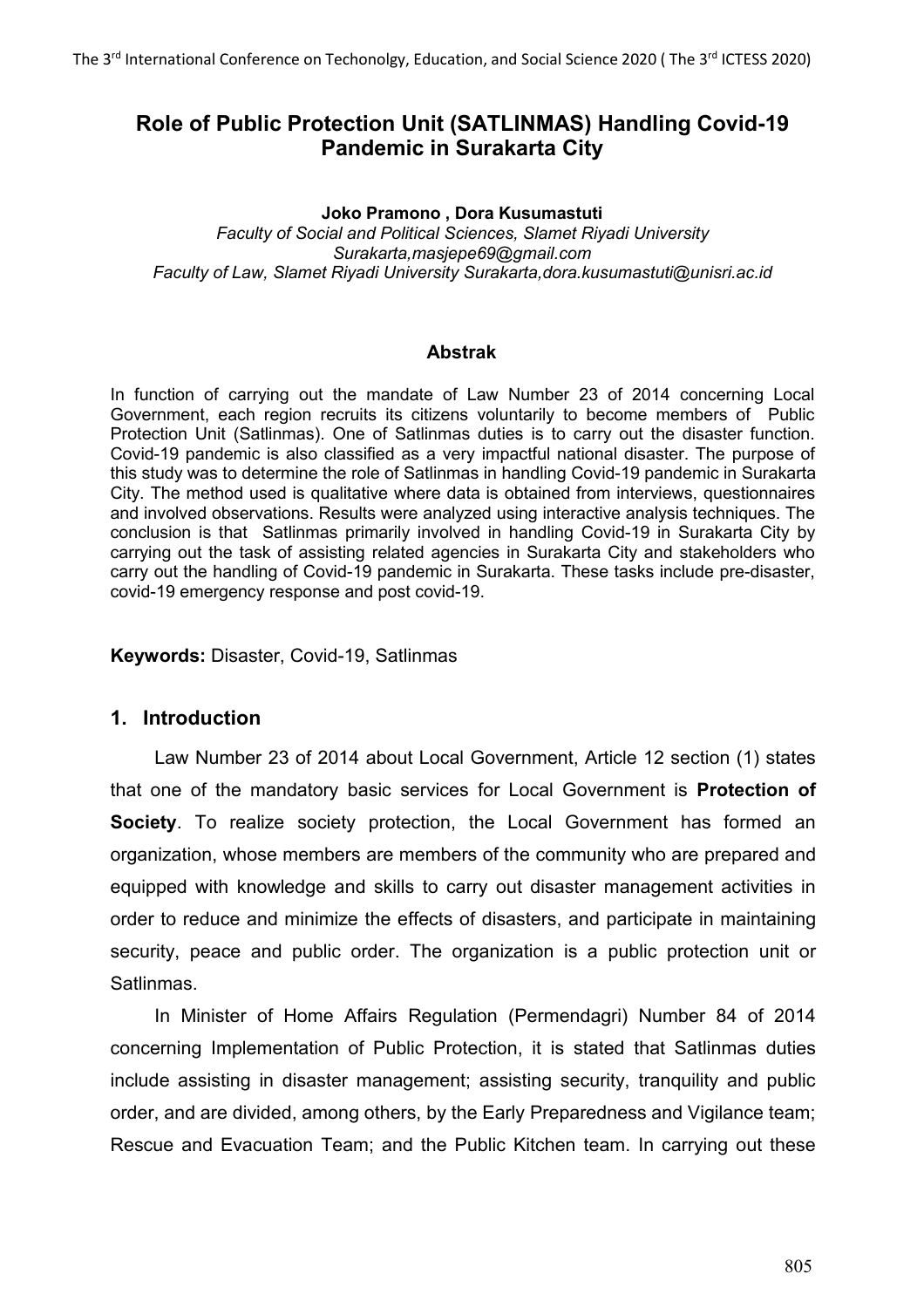# Role of Public Protection Unit (SATLINMAS) Handling Covid-19 Pandemic in Surakarta City

**Joko Pramono , Dora Kusumastuti**

*Faculty of Social and Political Sciences, Slamet Riyadi University Surakarta,masjepe69@gmail.com*

*Faculty of Law, Slamet Riyadi University Surakarta,dora.kusumastuti@unisri.ac.id*

#### Abstrak

In function of carrying out the mandate of Law Number 23 of 2014 concerning Local Government, each region recruits its citizens voluntarily to become members of Public Protection Unit (Satlinmas). One of Satlinmas duties is to carry out the disaster function. Covid-19 pandemic is also classified as a very impactful national disaster. The purpose of this study was to determine the role of Satlinmas in handling Covid-19 pandemic in Surakarta City. The method used is qualitative where data is obtained from interviews, questionnaires and involved observations. Results were analyzed using interactive analysis techniques. The conclusion is that Satlinmas primarily involved in handling Covid-19 in Surakarta City by carrying out the task of assisting related agencies in Surakarta City and stakeholders who carry out the handling of Covid-19 pandemic in Surakarta. These tasks include pre-disaster, covid-19 emergency response and post covid-19.

**Keywords:** Disaster, Covid-19, Satlinmas

## 1. Introduction

Law Number 23 of 2014 about Local Government, Article 12 section (1) states that one of the mandatory basic services for Local Government is **Protection of Society**. To realize society protection, the Local Government has formed an organization, whose members are members of the community who are prepared and equipped with knowledge and skills to carry out disaster management activities in order to reduce and minimize the effects of disasters, and participate in maintaining security, peace and public order. The organization is a public protection unit or Satlinmas.

In Minister of Home Affairs Regulation (Permendagri) Number 84 of 2014 concerning Implementation of Public Protection, it is stated that Satlinmas duties include assisting in disaster management; assisting security, tranquility and public order, and are divided, among others, by the Early Preparedness and Vigilance team; Rescue and Evacuation Team; and the Public Kitchen team. In carrying out these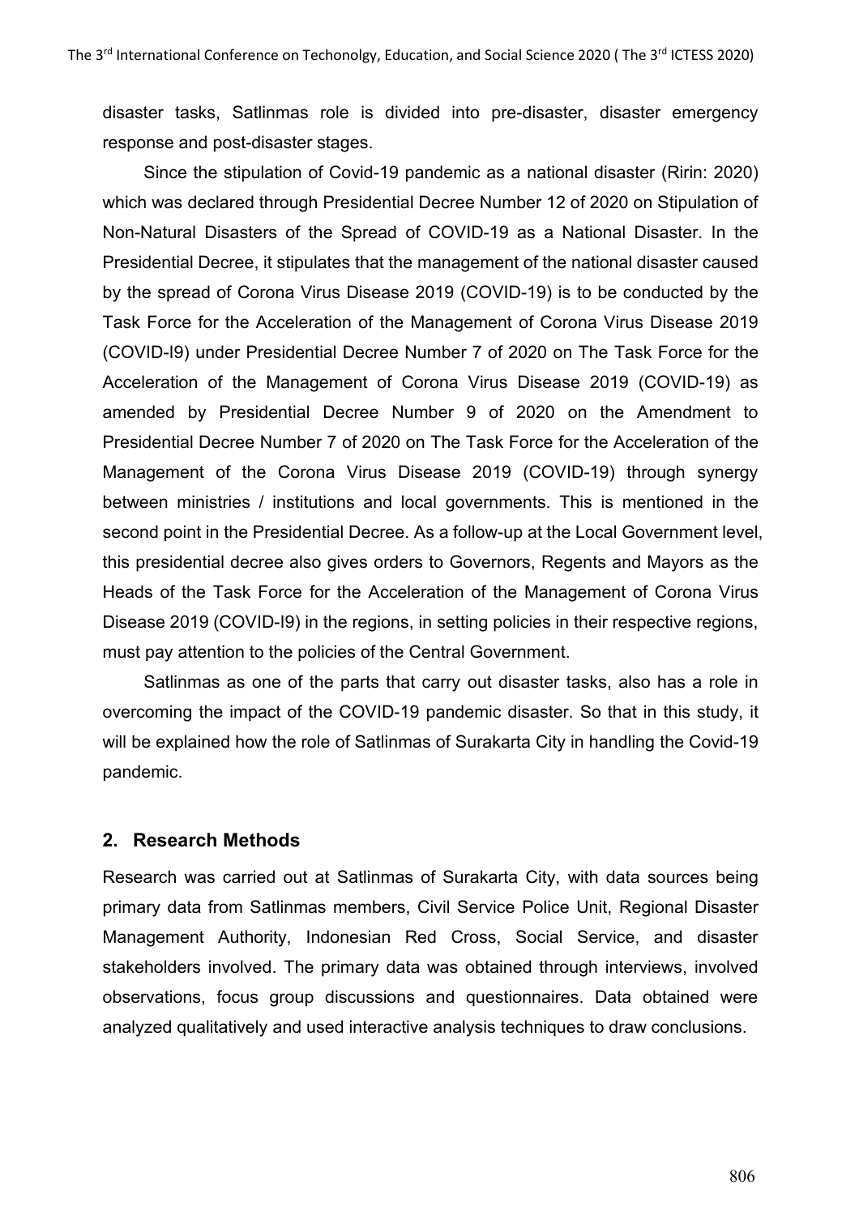disaster tasks, Satlinmas role is divided into pre-disaster, disaster emergency response and post-disaster stages.

Since the stipulation of Covid-19 pandemic as a national disaster (Ririn: 2020) which was declared through Presidential Decree Number 12 of 2020 on Stipulation of Non-Natural Disasters of the Spread of COVID-19 as a National Disaster. In the Presidential Decree, it stipulates that the management of the national disaster caused by the spread of Corona Virus Disease 2019 (COVID-19) is to be conducted by the Task Force for the Acceleration of the Management of Corona Virus Disease 2019 (COVID-I9) under Presidential Decree Number 7 of 2020 on The Task Force for the Acceleration of the Management of Corona Virus Disease 2019 (COVID-19) as amended by Presidential Decree Number 9 of 2020 on the Amendment to Presidential Decree Number 7 of 2020 on The Task Force for the Acceleration of the Management of the Corona Virus Disease 2019 (COVID-19) through synergy between ministries / institutions and local governments. This is mentioned in the second point in the Presidential Decree. As a follow-up at the Local Government level, this presidential decree also gives orders to Governors, Regents and Mayors as the Heads of the Task Force for the Acceleration of the Management of Corona Virus Disease 2019 (COVID-I9) in the regions, in setting policies in their respective regions, must pay attention to the policies of the Central Government.

Satlinmas as one of the parts that carry out disaster tasks, also has a role in overcoming the impact of the COVID-19 pandemic disaster. So that in this study, it will be explained how the role of Satlinmas of Surakarta City in handling the Covid-19 pandemic.

## 2. Research Methods

Research was carried out at Satlinmas of Surakarta City, with data sources being primary data from Satlinmas members, Civil Service Police Unit, Regional Disaster Management Authority, Indonesian Red Cross, Social Service, and disaster stakeholders involved. The primary data was obtained through interviews, involved observations, focus group discussions and questionnaires. Data obtained were analyzed qualitatively and used interactive analysis techniques to draw conclusions.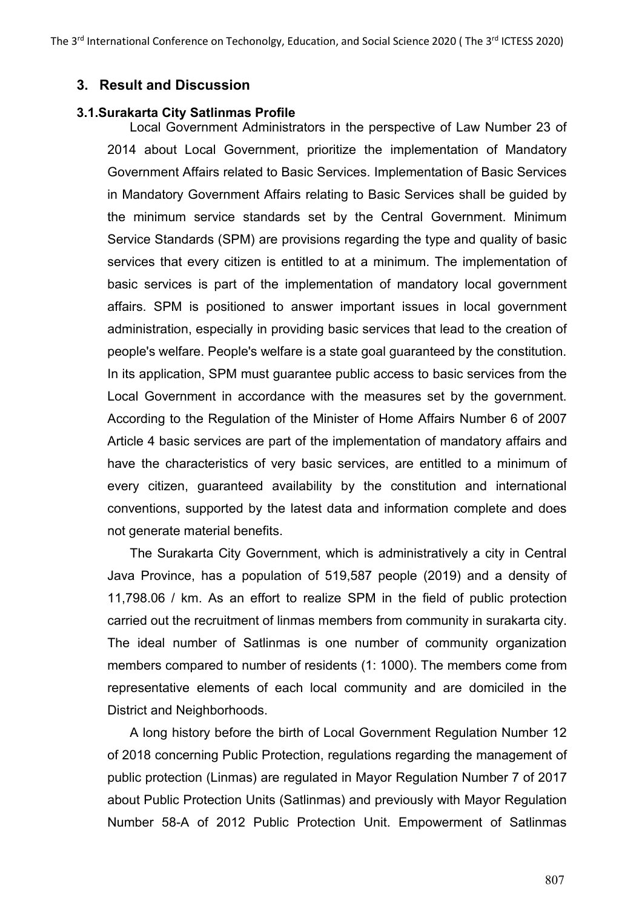## 3. Result and Discussion

### 3.1. Surakarta City Satlinmas Profile

Local Government Administrators in the perspective of Law Number 23 of 2014 about Local Government, prioritize the implementation of Mandatory Government Affairs related to Basic Services. Implementation of Basic Services in Mandatory Government Affairs relating to Basic Services shall be guided by the minimum service standards set by the Central Government. Minimum Service Standards (SPM) are provisions regarding the type and quality of basic services that every citizen is entitled to at a minimum. The implementation of basic services is part of the implementation of mandatory local government affairs. SPM is positioned to answer important issues in local government administration, especially in providing basic services that lead to the creation of people's welfare. People's welfare is a state goal guaranteed by the constitution. In its application, SPM must guarantee public access to basic services from the Local Government in accordance with the measures set by the government. According to the Regulation of the Minister of Home Affairs Number 6 of 2007 Article 4 basic services are part of the implementation of mandatory affairs and have the characteristics of very basic services, are entitled to a minimum of every citizen, guaranteed availability by the constitution and international conventions, supported by the latest data and information complete and does not generate material benefits.

The Surakarta City Government, which is administratively a city in Central Java Province, has a population of 519,587 people (2019) and a density of 11,798.06 / km. As an effort to realize SPM in the field of public protection carried out the recruitment of linmas members from community in surakarta city. The ideal number of Satlinmas is one number of community organization members compared to number of residents (1: 1000). The members come from representative elements of each local community and are domiciled in the District and Neighborhoods.

A long history before the birth of Local Government Regulation Number 12 of 2018 concerning Public Protection, regulations regarding the management of public protection (Linmas) are regulated in Mayor Regulation Number 7 of 2017 about Public Protection Units (Satlinmas) and previously with Mayor Regulation Number 58-A of 2012 Public Protection Unit. Empowerment of Satlinmas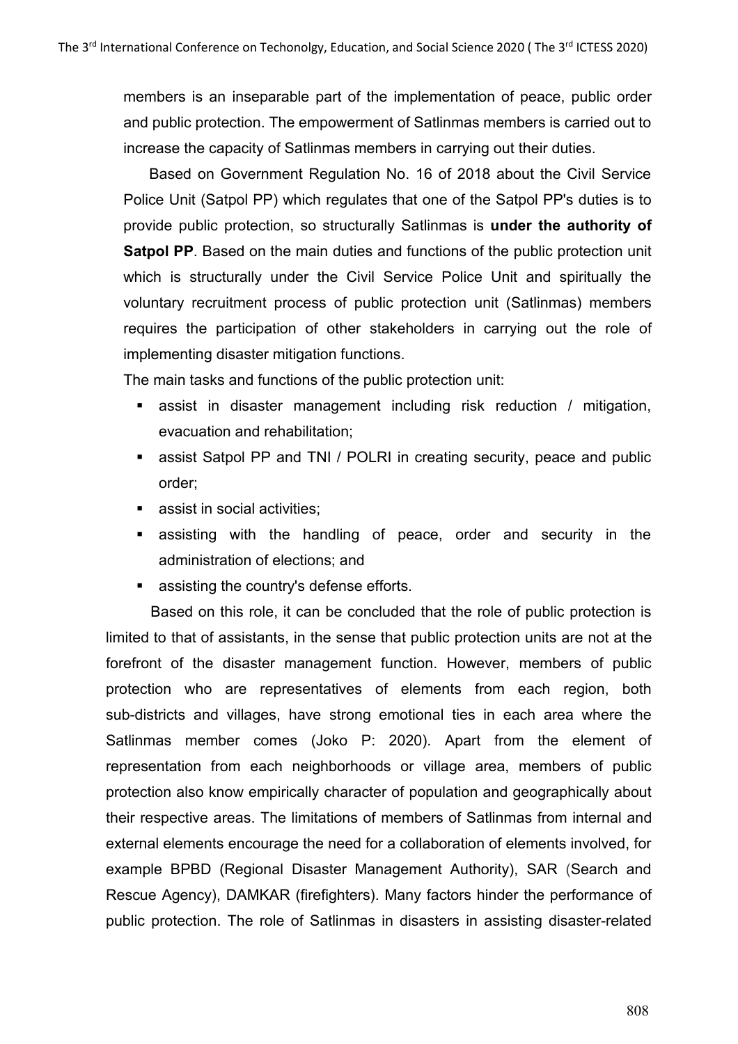members is an inseparable part of the implementation of peace, public order and public protection. The empowerment of Satlinmas members is carried out to increase the capacity of Satlinmas members in carrying out their duties.

Based on Government Regulation No. 16 of 2018 about the Civil Service Police Unit (Satpol PP) which regulates that one of the Satpol PP's duties is to provide public protection, so structurally Satlinmas is **under the authority of Satpol PP**. Based on the main duties and functions of the public protection unit which is structurally under the Civil Service Police Unit and spiritually the voluntary recruitment process of public protection unit (Satlinmas) members requires the participation of other stakeholders in carrying out the role of implementing disaster mitigation functions.

The main tasks and functions of the public protection unit:

- assist in disaster management including risk reduction / mitigation, evacuation and rehabilitation;
- assist Satpol PP and TNI / POLRI in creating security, peace and public order;
- assist in social activities;
- assisting with the handling of peace, order and security in the administration of elections; and
- assisting the country's defense efforts.

Based on this role, it can be concluded that the role of public protection is limited to that of assistants, in the sense that public protection units are not at the forefront of the disaster management function. However, members of public protection who are representatives of elements from each region, both sub-districts and villages, have strong emotional ties in each area where the Satlinmas member comes (Joko P: 2020). Apart from the element of representation from each neighborhoods or village area, members of public protection also know empirically character of population and geographically about their respective areas. The limitations of members of Satlinmas from internal and external elements encourage the need for a collaboration of elements involved, for example BPBD (Regional Disaster Management Authority), SAR (Search and Rescue Agency), DAMKAR (firefighters). Many factors hinder the performance of public protection. The role of Satlinmas in disasters in assisting disaster-related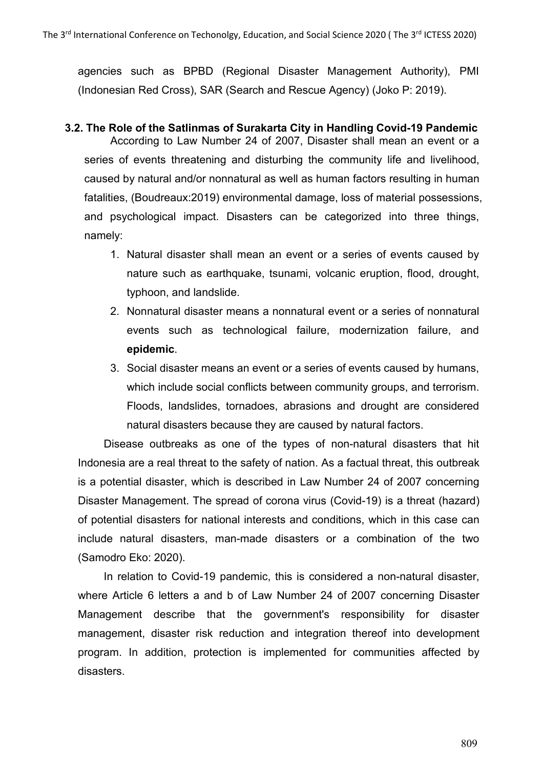agencies such as BPBD (Regional Disaster Management Authority), PMI (Indonesian Red Cross), SAR (Search and Rescue Agency) (Joko P: 2019).

### 3.2. The Role of the Satlinmas of Surakarta City in Handling Covid-19 Pandemic

According to Law Number 24 of 2007, Disaster shall mean an event or a series of events threatening and disturbing the community life and livelihood, caused by natural and/or nonnatural as well as human factors resulting in human fatalities, (Boudreaux:2019) environmental damage, loss of material possessions, and psychological impact. Disasters can be categorized into three things, namely:

1. Natural disaster shall mean an event or a series of events caused by nature such as earthquake, tsunami, volcanic eruption, flood, drought, typhoon, and landslide.
2. Nonnatural disaster means a nonnatural event or a series of nonnatural events such as technological failure, modernization failure, and **epidemic**.
3. Social disaster means an event or a series of events caused by humans, which include social conflicts between community groups, and terrorism. Floods, landslides, tornadoes, abrasions and drought are considered natural disasters because they are caused by natural factors.

Disease outbreaks as one of the types of non-natural disasters that hit Indonesia are a real threat to the safety of nation. As a factual threat, this outbreak is a potential disaster, which is described in Law Number 24 of 2007 concerning Disaster Management. The spread of corona virus (Covid-19) is a threat (hazard) of potential disasters for national interests and conditions, which in this case can include natural disasters, man-made disasters or a combination of the two (Samodro Eko: 2020).

In relation to Covid-19 pandemic, this is considered a non-natural disaster, where Article 6 letters a and b of Law Number 24 of 2007 concerning Disaster Management describe that the government's responsibility for disaster management, disaster risk reduction and integration thereof into development program. In addition, protection is implemented for communities affected by disasters.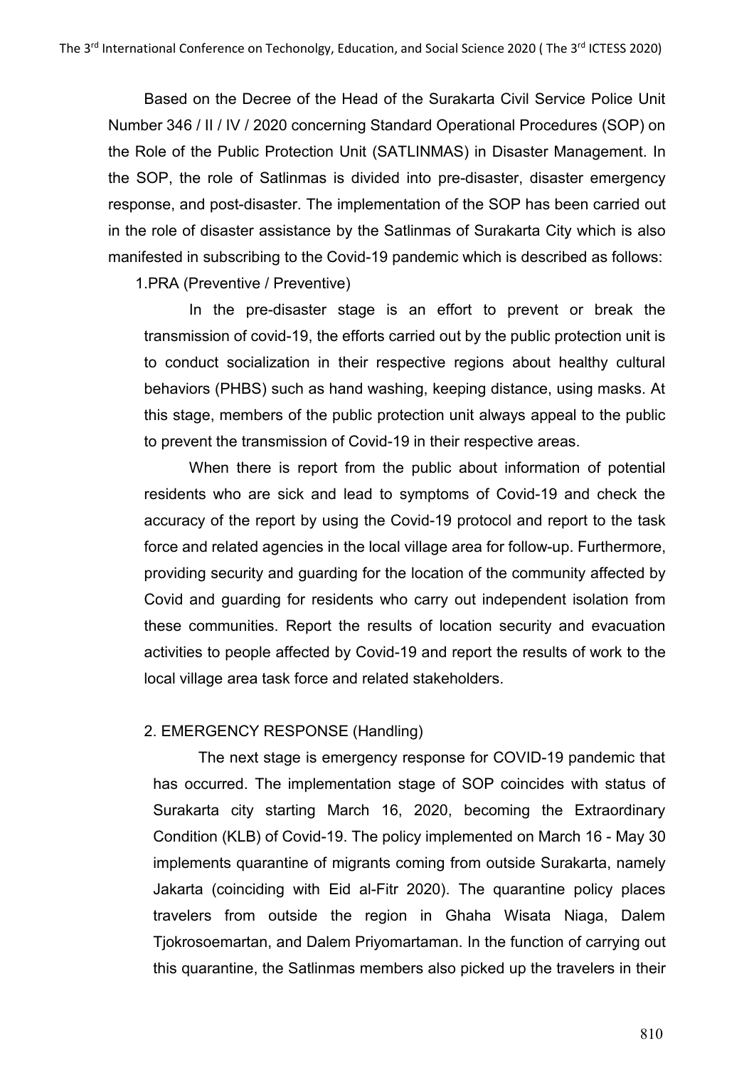Based on the Decree of the Head of the Surakarta Civil Service Police Unit Number 346 / II / IV / 2020 concerning Standard Operational Procedures (SOP) on the Role of the Public Protection Unit (SATLINMAS) in Disaster Management. In the SOP, the role of Satlinmas is divided into pre-disaster, disaster emergency response, and post-disaster. The implementation of the SOP has been carried out in the role of disaster assistance by the Satlinmas of Surakarta City which is also manifested in subscribing to the Covid-19 pandemic which is described as follows:

1.PRA (Preventive / Preventive)

In the pre-disaster stage is an effort to prevent or break the transmission of covid-19, the efforts carried out by the public protection unit is to conduct socialization in their respective regions about healthy cultural behaviors (PHBS) such as hand washing, keeping distance, using masks. At this stage, members of the public protection unit always appeal to the public to prevent the transmission of Covid-19 in their respective areas.

When there is report from the public about information of potential residents who are sick and lead to symptoms of Covid-19 and check the accuracy of the report by using the Covid-19 protocol and report to the task force and related agencies in the local village area for follow-up. Furthermore, providing security and guarding for the location of the community affected by Covid and guarding for residents who carry out independent isolation from these communities. Report the results of location security and evacuation activities to people affected by Covid-19 and report the results of work to the local village area task force and related stakeholders.

2. EMERGENCY RESPONSE (Handling)

The next stage is emergency response for COVID-19 pandemic that has occurred. The implementation stage of SOP coincides with status of Surakarta city starting March 16, 2020, becoming the Extraordinary Condition (KLB) of Covid-19. The policy implemented on March 16 - May 30 implements quarantine of migrants coming from outside Surakarta, namely Jakarta (coinciding with Eid al-Fitr 2020). The quarantine policy places travelers from outside the region in Ghaha Wisata Niaga, Dalem Tjokrosoemartan, and Dalem Priyomartaman. In the function of carrying out this quarantine, the Satlinmas members also picked up the travelers in their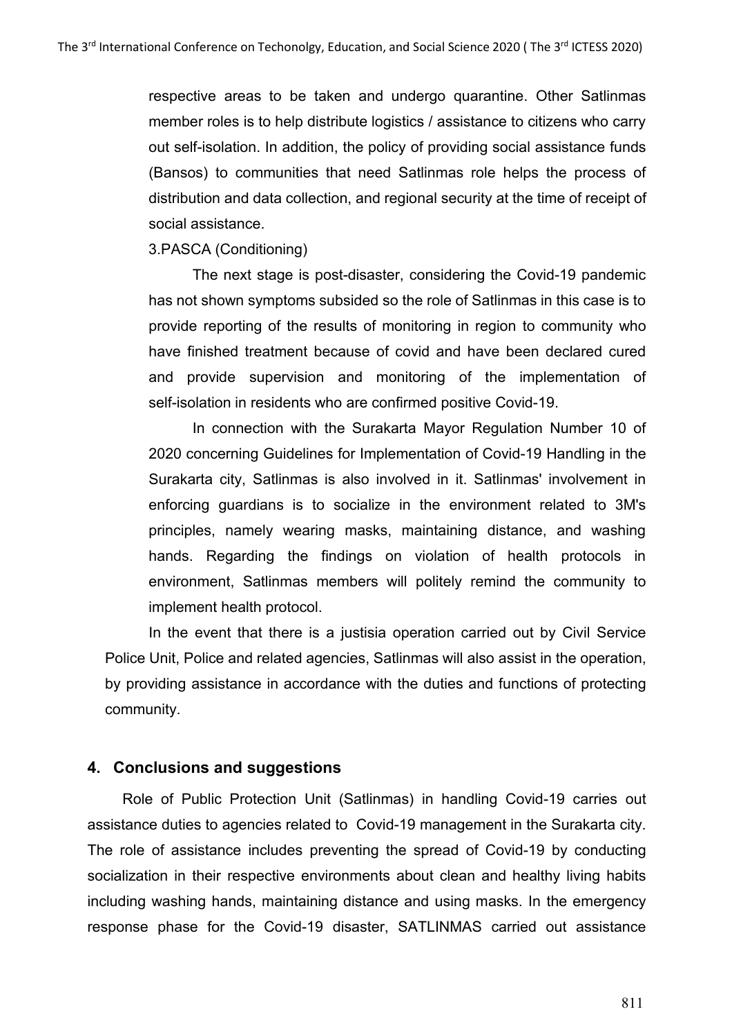respective areas to be taken and undergo quarantine. Other Satlinmas member roles is to help distribute logistics / assistance to citizens who carry out self-isolation. In addition, the policy of providing social assistance funds (Bansos) to communities that need Satlinmas role helps the process of distribution and data collection, and regional security at the time of receipt of social assistance.

3.PASCA (Conditioning)

The next stage is post-disaster, considering the Covid-19 pandemic has not shown symptoms subsided so the role of Satlinmas in this case is to provide reporting of the results of monitoring in region to community who have finished treatment because of covid and have been declared cured and provide supervision and monitoring of the implementation of self-isolation in residents who are confirmed positive Covid-19.

In connection with the Surakarta Mayor Regulation Number 10 of 2020 concerning Guidelines for Implementation of Covid-19 Handling in the Surakarta city, Satlinmas is also involved in it. Satlinmas' involvement in enforcing guardians is to socialize in the environment related to 3M's principles, namely wearing masks, maintaining distance, and washing hands. Regarding the findings on violation of health protocols in environment, Satlinmas members will politely remind the community to implement health protocol.

In the event that there is a justisia operation carried out by Civil Service Police Unit, Police and related agencies, Satlinmas will also assist in the operation, by providing assistance in accordance with the duties and functions of protecting community.

## 4. Conclusions and suggestions

Role of Public Protection Unit (Satlinmas) in handling Covid-19 carries out assistance duties to agencies related to Covid-19 management in the Surakarta city. The role of assistance includes preventing the spread of Covid-19 by conducting socialization in their respective environments about clean and healthy living habits including washing hands, maintaining distance and using masks. In the emergency response phase for the Covid-19 disaster, SATLINMAS carried out assistance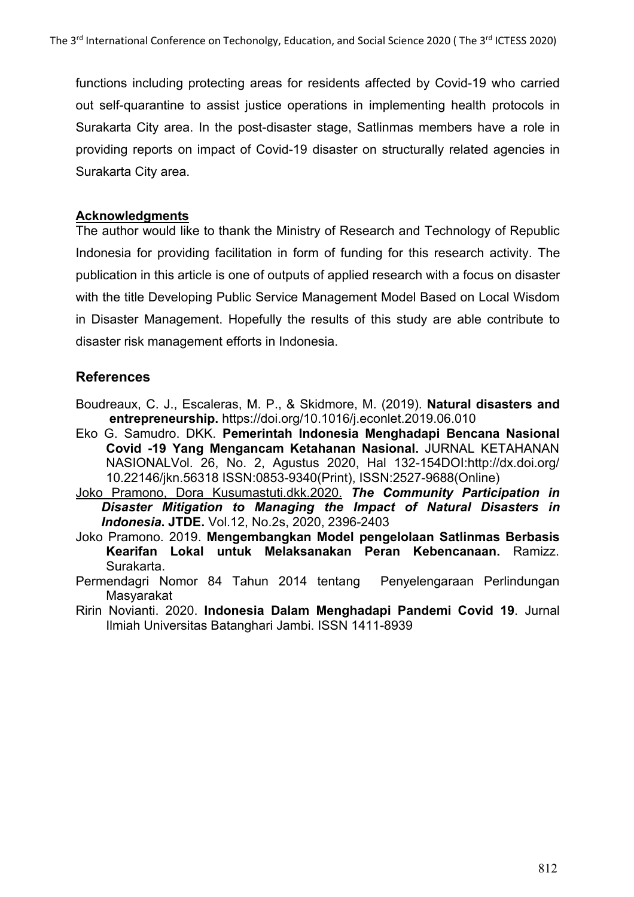functions including protecting areas for residents affected by Covid-19 who carried out self-quarantine to assist justice operations in implementing health protocols in Surakarta City area. In the post-disaster stage, Satlinmas members have a role in providing reports on impact of Covid-19 disaster on structurally related agencies in Surakarta City area.

## Acknowledgments

The author would like to thank the Ministry of Research and Technology of Republic Indonesia for providing facilitation in form of funding for this research activity. The publication in this article is one of outputs of applied research with a focus on disaster with the title Developing Public Service Management Model Based on Local Wisdom in Disaster Management. Hopefully the results of this study are able contribute to disaster risk management efforts in Indonesia.

## References

Boudreaux, C. J., Escaleras, M. P., & Skidmore, M. (2019). **Natural disasters and entrepreneurship.** https://doi.org/10.1016/j.econlet.2019.06.010

Eko G. Samudro. DKK. **Pemerintah Indonesia Menghadapi Bencana Nasional Covid -19 Yang Mengancam Ketahanan Nasional.** JURNAL KETAHANAN NASIONALVol. 26, No. 2, Agustus 2020, Hal 132-154DOI:http://dx.doi.org/10.22146/jkn.56318 ISSN:0853-9340(Print), ISSN:2527-9688(Online)

Joko Pramono, Dora Kusumastuti.dkk.2020. ***The Community Participation in Disaster Mitigation to Managing the Impact of Natural Disasters in Indonesia*. JTDE.** Vol.12, No.2s, 2020, 2396-2403

Joko Pramono. 2019. **Mengembangkan Model pengelolaan Satlinmas Berbasis Kearifan Lokal untuk Melaksanakan Peran Kebencanaan.** Ramizz. Surakarta.

Permendagri Nomor 84 Tahun 2014 tentang Penyelengaraan Perlindungan Masyarakat

Ririn Novianti. 2020. **Indonesia Dalam Menghadapi Pandemi Covid 19**. Jurnal Ilmiah Universitas Batanghari Jambi. ISSN 1411-8939